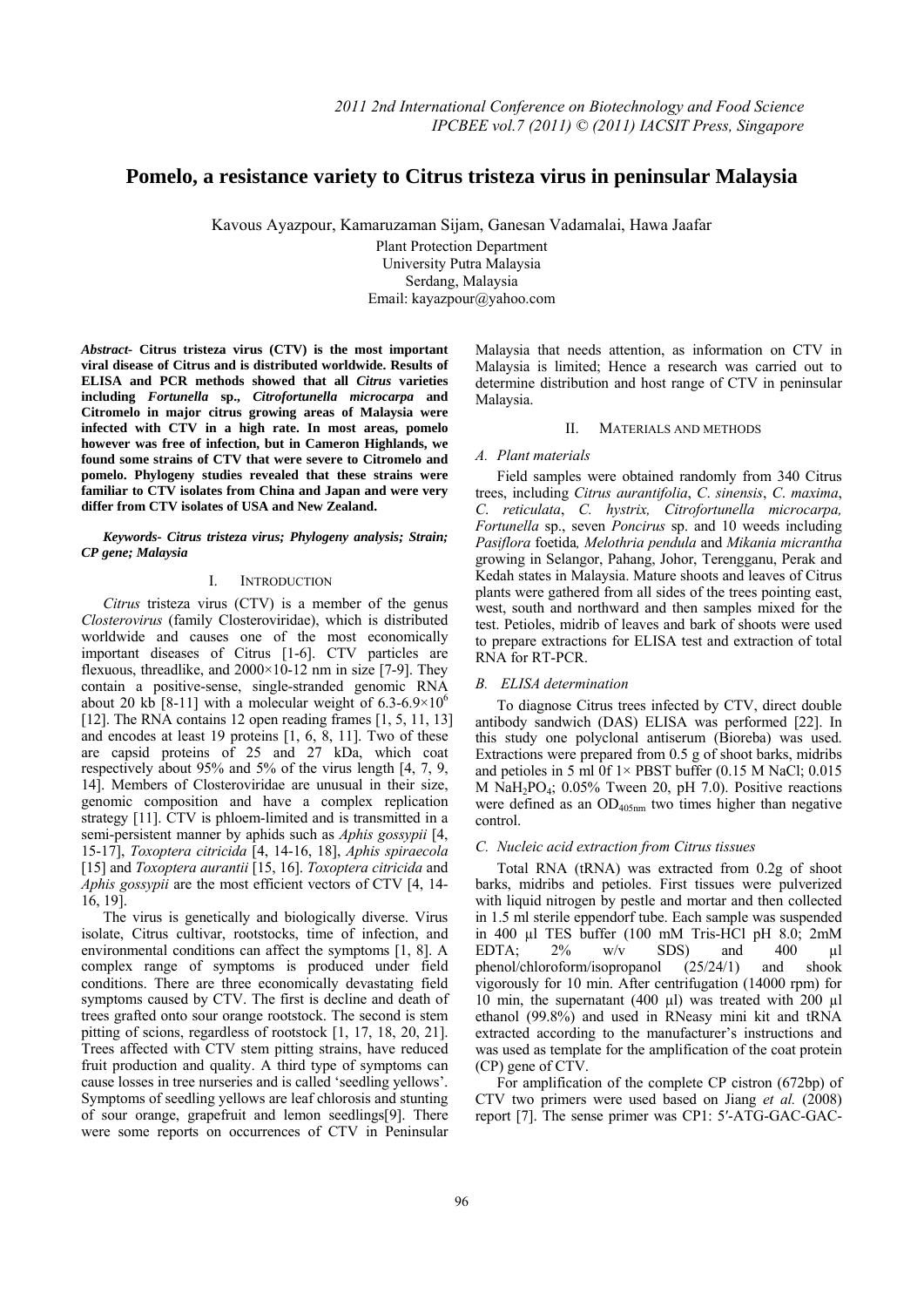# Pomelo, a resistance variety to Citrus tristeza virus in peninsular Malaysia

Kavous Ayazpour, Kamaruzaman Sijam, Ganesan Vadamalai, Hawa Jaafar

Plant Protection Department
University Putra Malaysia
Serdang, Malaysia
Email: kayazpour@yahoo.com

***Abstract*- Citrus tristeza virus (CTV) is the most important viral disease of Citrus and is distributed worldwide. Results of ELISA and PCR methods showed that all *Citrus* varieties including *Fortunella* sp., *Citrofortunella microcarpa* and Citromelo in major citrus growing areas of Malaysia were infected with CTV in a high rate. In most areas, pomelo however was free of infection, but in Cameron Highlands, we found some strains of CTV that were severe to Citromelo and pomelo. Phylogeny studies revealed that these strains were familiar to CTV isolates from China and Japan and were very differ from CTV isolates of USA and New Zealand.**

***Keywords*- *Citrus tristeza virus; Phylogeny analysis; Strain; CP gene; Malaysia***

## I. INTRODUCTION

*Citrus* tristeza virus (CTV) is a member of the genus *Closterovirus* (family Closteroviridae), which is distributed worldwide and causes one of the most economically important diseases of Citrus [1-6]. CTV particles are flexuous, threadlike, and 2000×10-12 nm in size [7-9]. They contain a positive-sense, single-stranded genomic RNA about 20 kb [8-11] with a molecular weight of $6.3\text{-}6.9\times10^6$ [12]. The RNA contains 12 open reading frames [1, 5, 11, 13] and encodes at least 19 proteins [1, 6, 8, 11]. Two of these are capsid proteins of 25 and 27 kDa, which coat respectively about 95% and 5% of the virus length [4, 7, 9, 14]. Members of Closteroviridae are unusual in their size, genomic composition and have a complex replication strategy [11]. CTV is phloem-limited and is transmitted in a semi-persistent manner by aphids such as *Aphis gossypii* [4, 15-17], *Toxoptera citricida* [4, 14-16, 18], *Aphis spiraecola* [15] and *Toxoptera aurantii* [15, 16]. *Toxoptera citricida* and *Aphis gossypii* are the most efficient vectors of CTV [4, 14-16, 19].

The virus is genetically and biologically diverse. Virus isolate, Citrus cultivar, rootstocks, time of infection, and environmental conditions can affect the symptoms [1, 8]. A complex range of symptoms is produced under field conditions. There are three economically devastating field symptoms caused by CTV. The first is decline and death of trees grafted onto sour orange rootstock. The second is stem pitting of scions, regardless of rootstock [1, 17, 18, 20, 21]. Trees affected with CTV stem pitting strains, have reduced fruit production and quality. A third type of symptoms can cause losses in tree nurseries and is called 'seedling yellows'. Symptoms of seedling yellows are leaf chlorosis and stunting of sour orange, grapefruit and lemon seedlings[9]. There were some reports on occurrences of CTV in Peninsular Malaysia that needs attention, as information on CTV in Malaysia is limited; Hence a research was carried out to determine distribution and host range of CTV in peninsular Malaysia.

## II. MATERIALS AND METHODS

### *A. Plant materials*

Field samples were obtained randomly from 340 Citrus trees, including *Citrus aurantifolia*, *C. sinensis*, *C. maxima*, *C. reticulata*, *C. hystrix, Citrofortunella microcarpa, Fortunella* sp., seven *Poncirus* sp. and 10 weeds including *Pasiflora* foetida*, Melothria pendula* and *Mikania micrantha* growing in Selangor, Pahang, Johor, Terengganu, Perak and Kedah states in Malaysia. Mature shoots and leaves of Citrus plants were gathered from all sides of the trees pointing east, west, south and northward and then samples mixed for the test. Petioles, midrib of leaves and bark of shoots were used to prepare extractions for ELISA test and extraction of total RNA for RT-PCR.

### *B. ELISA determination*

To diagnose Citrus trees infected by CTV, direct double antibody sandwich (DAS) ELISA was performed [22]. In this study one polyclonal antiserum (Bioreba) was used. Extractions were prepared from 0.5 g of shoot barks, midribs and petioles in 5 ml 0f 1× PBST buffer (0.15 M NaCl; 0.015 M $NaH_2PO_4$; 0.05% Tween 20, pH 7.0). Positive reactions were defined as an $OD_{405nm}$ two times higher than negative control.

### *C. Nucleic acid extraction from Citrus tissues*

Total RNA (tRNA) was extracted from 0.2g of shoot barks, midribs and petioles. First tissues were pulverized with liquid nitrogen by pestle and mortar and then collected in 1.5 ml sterile eppendorf tube. Each sample was suspended in 400 µl TES buffer (100 mM Tris-HCl pH 8.0; 2mM EDTA; 2% w/v SDS) and 400 µl phenol/chloroform/isopropanol (25/24/1) and shook vigorously for 10 min. After centrifugation (14000 rpm) for 10 min, the supernatant (400 µl) was treated with 200 µl ethanol (99.8%) and used in RNeasy mini kit and tRNA extracted according to the manufacturer's instructions and was used as template for the amplification of the coat protein (CP) gene of CTV.

For amplification of the complete CP cistron (672bp) of CTV two primers were used based on Jiang *et al.* (2008) report [7]. The sense primer was CP1: 5′-ATG-GAC-GAC-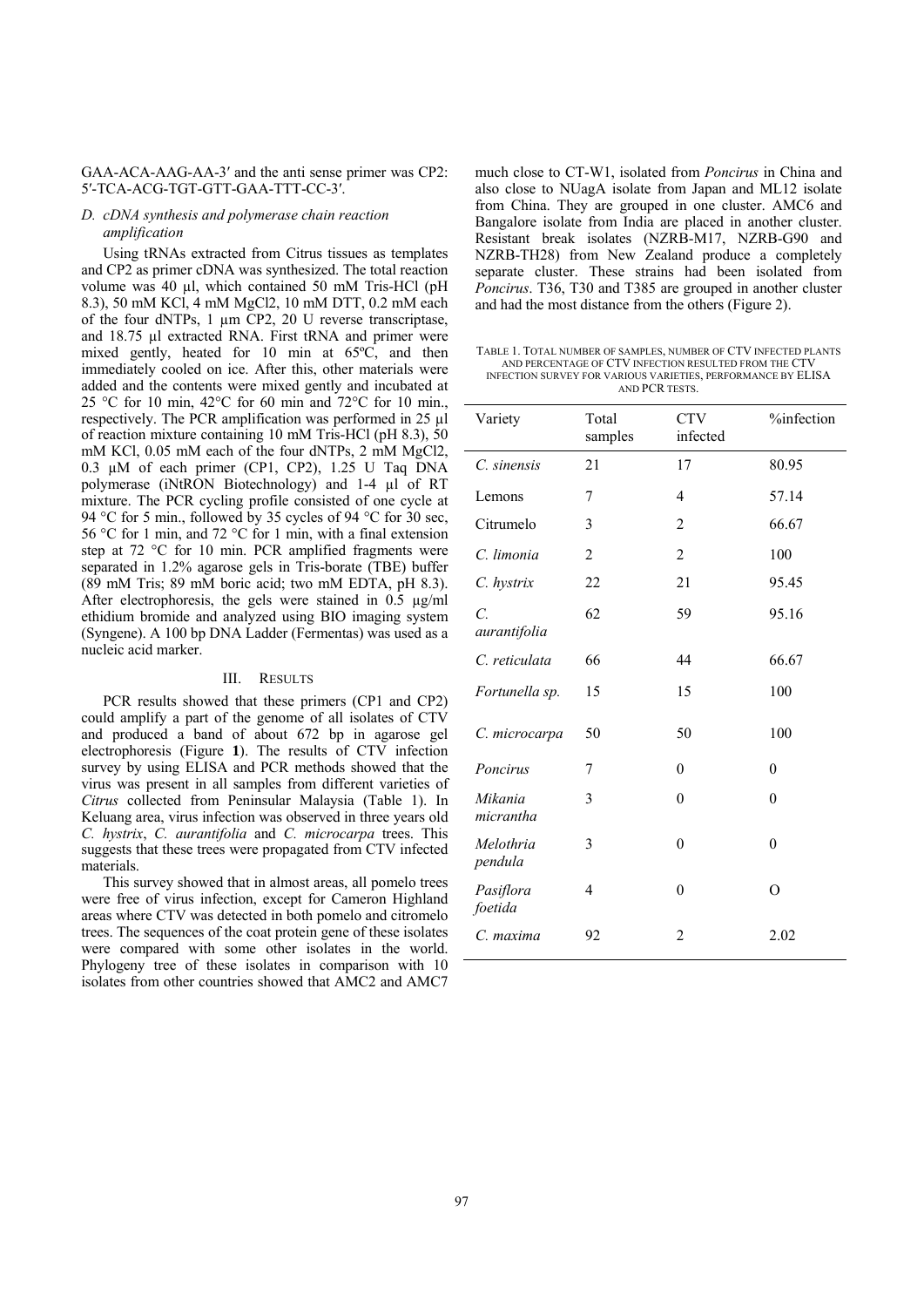GAA-ACA-AAG-AA-3′ and the anti sense primer was CP2: 5′-TCA-ACG-TGT-GTT-GAA-TTT-CC-3′.

### D. cDNA synthesis and polymerase chain reaction amplification

Using tRNAs extracted from Citrus tissues as templates and CP2 as primer cDNA was synthesized. The total reaction volume was 40 µl, which contained 50 mM Tris-HCl (pH 8.3), 50 mM KCl, 4 mM MgCl2, 10 mM DTT, 0.2 mM each of the four dNTPs, 1 µm CP2, 20 U reverse transcriptase, and 18.75 µl extracted RNA. First tRNA and primer were mixed gently, heated for 10 min at 65ºC, and then immediately cooled on ice. After this, other materials were added and the contents were mixed gently and incubated at 25 °C for 10 min, 42°C for 60 min and 72°C for 10 min., respectively. The PCR amplification was performed in 25 µl of reaction mixture containing 10 mM Tris-HCl (pH 8.3), 50 mM KCl, 0.05 mM each of the four dNTPs, 2 mM MgCl2, 0.3 µM of each primer (CP1, CP2), 1.25 U Taq DNA polymerase (iNtRON Biotechnology) and 1-4 µl of RT mixture. The PCR cycling profile consisted of one cycle at 94 °C for 5 min., followed by 35 cycles of 94 °C for 30 sec, 56 °C for 1 min, and 72 °C for 1 min, with a final extension step at 72 °C for 10 min. PCR amplified fragments were separated in 1.2% agarose gels in Tris-borate (TBE) buffer (89 mM Tris; 89 mM boric acid; two mM EDTA, pH 8.3). After electrophoresis, the gels were stained in 0.5 µg/ml ethidium bromide and analyzed using BIO imaging system (Syngene). A 100 bp DNA Ladder (Fermentas) was used as a nucleic acid marker.

## III. Results

PCR results showed that these primers (CP1 and CP2) could amplify a part of the genome of all isolates of CTV and produced a band of about 672 bp in agarose gel electrophoresis (Figure **1**). The results of CTV infection survey by using ELISA and PCR methods showed that the virus was present in all samples from different varieties of *Citrus* collected from Peninsular Malaysia (Table 1). In Keluang area, virus infection was observed in three years old *C. hystrix*, *C. aurantifolia* and *C. microcarpa* trees. This suggests that these trees were propagated from CTV infected materials.

This survey showed that in almost areas, all pomelo trees were free of virus infection, except for Cameron Highland areas where CTV was detected in both pomelo and citromelo trees. The sequences of the coat protein gene of these isolates were compared with some other isolates in the world. Phylogeny tree of these isolates in comparison with 10 isolates from other countries showed that AMC2 and AMC7 much close to CT-W1, isolated from *Poncirus* in China and also close to NUagA isolate from Japan and ML12 isolate from China. They are grouped in one cluster. AMC6 and Bangalore isolate from India are placed in another cluster. Resistant break isolates (NZRB-M17, NZRB-G90 and NZRB-TH28) from New Zealand produce a completely separate cluster. These strains had been isolated from *Poncirus*. T36, T30 and T385 are grouped in another cluster and had the most distance from the others (Figure 2).

TABLE 1. TOTAL NUMBER OF SAMPLES, NUMBER OF CTV INFECTED PLANTS AND PERCENTAGE OF CTV INFECTION RESULTED FROM THE CTV INFECTION SURVEY FOR VARIOUS VARIETIES, PERFORMANCE BY ELISA AND PCR TESTS.

| Variety | Total samples | CTV infected | %infection |
|---|---|---|---|
| *C. sinensis* | 21 | 17 | 80.95 |
| Lemons | 7 | 4 | 57.14 |
| Citrumelo | 3 | 2 | 66.67 |
| *C. limonia* | 2 | 2 | 100 |
| *C. hystrix* | 22 | 21 | 95.45 |
| *C. aurantifolia* | 62 | 59 | 95.16 |
| *C. reticulata* | 66 | 44 | 66.67 |
| *Fortunella sp.* | 15 | 15 | 100 |
| *C. microcarpa* | 50 | 50 | 100 |
| *Poncirus* | 7 | 0 | 0 |
| *Mikania micrantha* | 3 | 0 | 0 |
| *Melothria pendula* | 3 | 0 | 0 |
| *Pasiflora foetida* | 4 | 0 | O |
| *C. maxima* | 92 | 2 | 2.02 |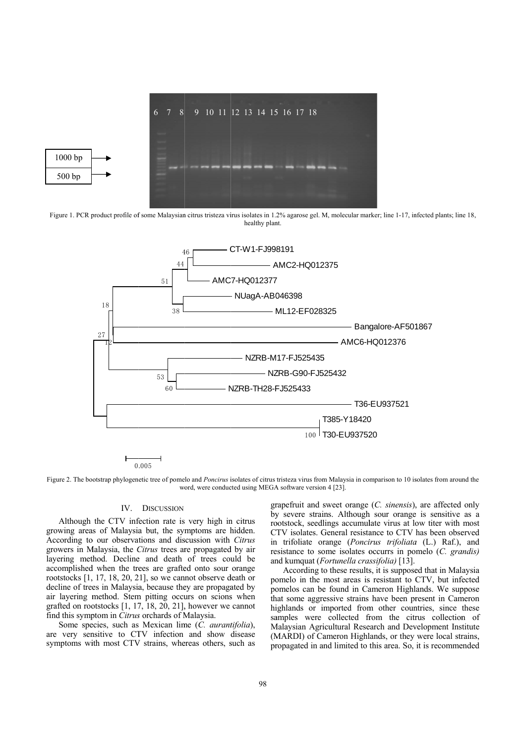Figure 1. PCR product profile of some Malaysian citrus tristeza virus isolates in 1.2% agarose gel. M, molecular marker; line 1-17, infected plants; line 18, healthy plant.

Figure 2. The bootstrap phylogenetic tree of pomelo and *Poncirus* isolates of citrus tristeza virus from Malaysia in comparison to 10 isolates from around the word, were conducted using MEGA software version 4 [23].

## IV. Discussion

Although the CTV infection rate is very high in citrus growing areas of Malaysia but, the symptoms are hidden. According to our observations and discussion with *Citrus* growers in Malaysia, the *Citrus* trees are propagated by air layering method. Decline and death of trees could be accomplished when the trees are grafted onto sour orange rootstocks [1, 17, 18, 20, 21], so we cannot observe death or decline of trees in Malaysia, because they are propagated by air layering method. Stem pitting occurs on scions when grafted on rootstocks [1, 17, 18, 20, 21], however we cannot find this symptom in *Citrus* orchards of Malaysia.

Some species, such as Mexican lime (*C. aurantifolia*), are very sensitive to CTV infection and show disease symptoms with most CTV strains, whereas others, such as grapefruit and sweet orange (*C. sinensis*), are affected only by severe strains. Although sour orange is sensitive as a rootstock, seedlings accumulate virus at low titer with most CTV isolates. General resistance to CTV has been observed in trifoliate orange (*Poncirus trifoliata* (L.) Raf.), and resistance to some isolates occurrs in pomelo (*C. grandis)* and kumquat (*Fortunella crassifolia)* [13].

According to these results, it is supposed that in Malaysia pomelo in the most areas is resistant to CTV, but infected pomelos can be found in Cameron Highlands. We suppose that some aggressive strains have been present in Cameron highlands or imported from other countries, since these samples were collected from the citrus collection of Malaysian Agricultural Research and Development Institute (MARDI) of Cameron Highlands, or they were local strains, propagated in and limited to this area. So, it is recommended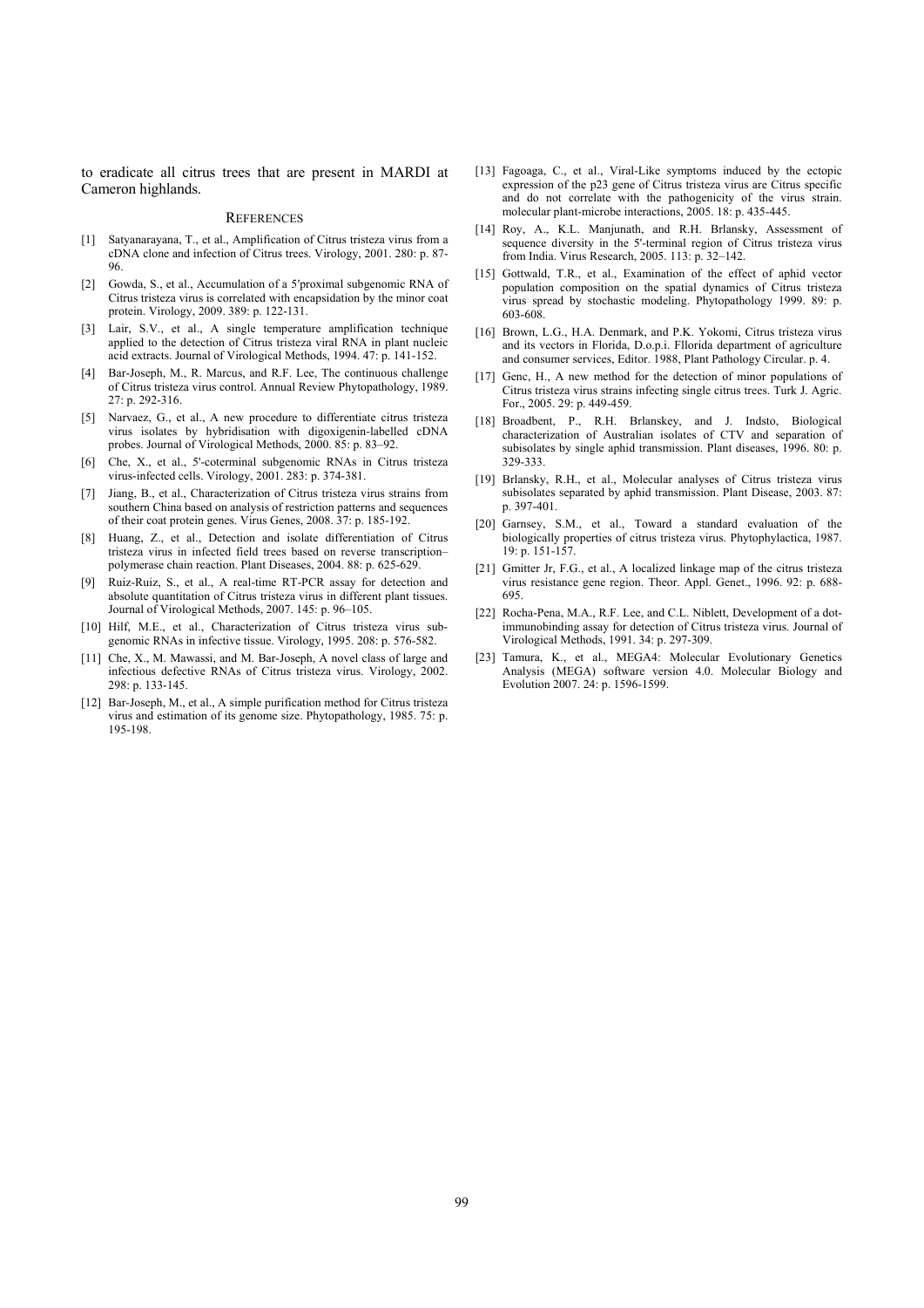to eradicate all citrus trees that are present in MARDI at Cameron highlands.

## References

[1] Satyanarayana, T., et al., Amplification of Citrus tristeza virus from a cDNA clone and infection of Citrus trees. Virology, 2001. 280: p. 87-96.

[2] Gowda, S., et al., Accumulation of a 5′proximal subgenomic RNA of Citrus tristeza virus is correlated with encapsidation by the minor coat protein. Virology, 2009. 389: p. 122-131.

[3] Lair, S.V., et al., A single temperature amplification technique applied to the detection of Citrus tristeza viral RNA in plant nucleic acid extracts. Journal of Virological Methods, 1994. 47: p. 141-152.

[4] Bar-Joseph, M., R. Marcus, and R.F. Lee, The continuous challenge of Citrus tristeza virus control. Annual Review Phytopathology, 1989. 27: p. 292-316.

[5] Narvaez, G., et al., A new procedure to differentiate citrus tristeza virus isolates by hybridisation with digoxigenin-labelled cDNA probes. Journal of Virological Methods, 2000. 85: p. 83–92.

[6] Che, X., et al., 5'-coterminal subgenomic RNAs in Citrus tristeza virus-infected cells. Virology, 2001. 283: p. 374-381.

[7] Jiang, B., et al., Characterization of Citrus tristeza virus strains from southern China based on analysis of restriction patterns and sequences of their coat protein genes. Virus Genes, 2008. 37: p. 185-192.

[8] Huang, Z., et al., Detection and isolate differentiation of Citrus tristeza virus in infected field trees based on reverse transcription–polymerase chain reaction. Plant Diseases, 2004. 88: p. 625-629.

[9] Ruiz-Ruiz, S., et al., A real-time RT-PCR assay for detection and absolute quantitation of Citrus tristeza virus in different plant tissues. Journal of Virological Methods, 2007. 145: p. 96–105.

[10] Hilf, M.E., et al., Characterization of Citrus tristeza virus subgenomic RNAs in infective tissue. Virology, 1995. 208: p. 576-582.

[11] Che, X., M. Mawassi, and M. Bar-Joseph, A novel class of large and infectious defective RNAs of Citrus tristeza virus. Virology, 2002. 298: p. 133-145.

[12] Bar-Joseph, M., et al., A simple purification method for Citrus tristeza virus and estimation of its genome size. Phytopathology, 1985. 75: p. 195-198.

[13] Fagoaga, C., et al., Viral-Like symptoms induced by the ectopic expression of the p23 gene of Citrus tristeza virus are Citrus specific and do not correlate with the pathogenicity of the virus strain. molecular plant-microbe interactions, 2005. 18: p. 435-445.

[14] Roy, A., K.L. Manjunath, and R.H. Brlansky, Assessment of sequence diversity in the 5'-terminal region of Citrus tristeza virus from India. Virus Research, 2005. 113: p. 32–142.

[15] Gottwald, T.R., et al., Examination of the effect of aphid vector population composition on the spatial dynamics of Citrus tristeza virus spread by stochastic modeling. Phytopathology 1999. 89: p. 603-608.

[16] Brown, L.G., H.A. Denmark, and P.K. Yokomi, Citrus tristeza virus and its vectors in Florida, D.o.p.i. Fllorida department of agriculture and consumer services, Editor. 1988, Plant Pathology Circular. p. 4.

[17] Genc, H., A new method for the detection of minor populations of Citrus tristeza virus strains infecting single citrus trees. Turk J. Agric. For., 2005. 29: p. 449-459.

[18] Broadbent, P., R.H. Brlanskey, and J. Indsto, Biological characterization of Australian isolates of CTV and separation of subisolates by single aphid transmission. Plant diseases, 1996. 80: p. 329-333.

[19] Brlansky, R.H., et al., Molecular analyses of Citrus tristeza virus subisolates separated by aphid transmission. Plant Disease, 2003. 87: p. 397-401.

[20] Garnsey, S.M., et al., Toward a standard evaluation of the biologically properties of citrus tristeza virus. Phytophylactica, 1987. 19: p. 151-157.

[21] Gmitter Jr, F.G., et al., A localized linkage map of the citrus tristeza virus resistance gene region. Theor. Appl. Genet., 1996. 92: p. 688-695.

[22] Rocha-Pena, M.A., R.F. Lee, and C.L. Niblett, Development of a dot-immunobinding assay for detection of Citrus tristeza virus. Journal of Virological Methods, 1991. 34: p. 297-309.

[23] Tamura, K., et al., MEGA4: Molecular Evolutionary Genetics Analysis (MEGA) software version 4.0. Molecular Biology and Evolution 2007. 24: p. 1596-1599.